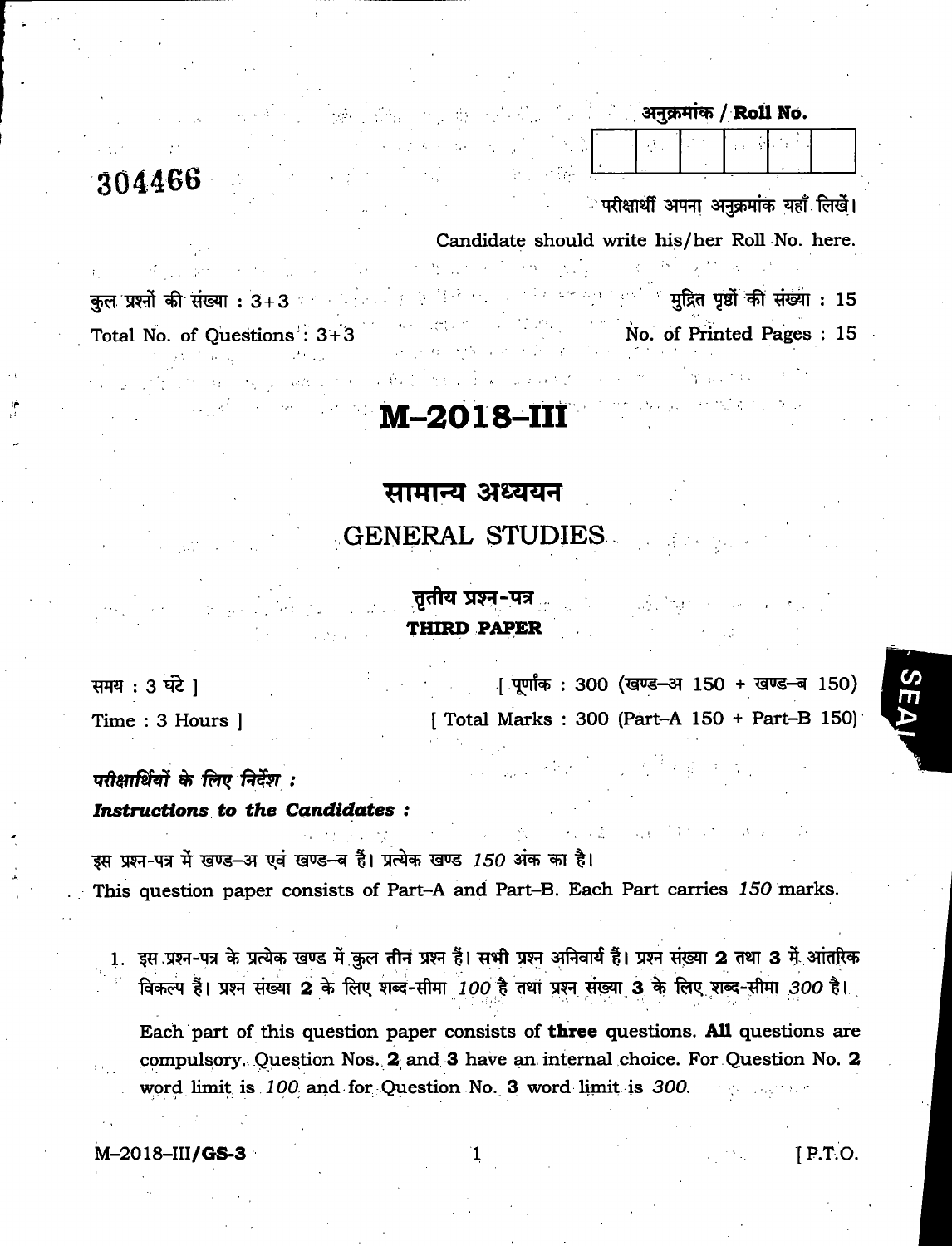अनुक्रमांक / **Roll No.**

| | | | | | |
|---|---|---|---|---|---|
| | | | | | |

304466

परीक्षार्थी अपना अनुक्रमांक यहाँ लिखें।

Candidate should write his/her Roll No. here.

कुल प्रश्नों की संख्या : 3+3

Total No. of Questions : 3+3

मुद्रित पृष्ठों की संख्या : 15

No. of Printed Pages : 15

# M–2018–III

## सामान्य अध्ययन

## GENERAL STUDIES

### तृतीय प्रश्न-पत्र

### THIRD PAPER

समय : 3 घंटे ]

Time : 3 Hours ]

[ पूर्णांक : 300 (खण्ड–अ 150 + खण्ड–ब 150)

[ Total Marks : 300 (Part–A 150 + Part–B 150)

***परीक्षार्थियों के लिए निर्देश :***

***Instructions to the Candidates :***

इस प्रश्न-पत्र में खण्ड–अ एवं खण्ड–ब हैं। प्रत्येक खण्ड *150* अंक का है।

This question paper consists of Part–A and Part–B. Each Part carries *150* marks.

1. इस प्रश्न-पत्र के प्रत्येक खण्ड में कुल **तीन** प्रश्न हैं। **सभी** प्रश्न अनिवार्य हैं। प्रश्न संख्या **2** तथा **3** में आंतरिक विकल्प हैं। प्रश्न संख्या **2** के लिए शब्द-सीमा *100* है तथा प्रश्न संख्या **3** के लिए शब्द-सीमा *300* है।

   Each part of this question paper consists of **three** questions. **All** questions are compulsory. Question Nos. **2** and **3** have an internal choice. For Question No. **2** word limit is *100* and for Question No. **3** word limit is *300*.

M–2018–III/**GS-3**

[ P.T.O.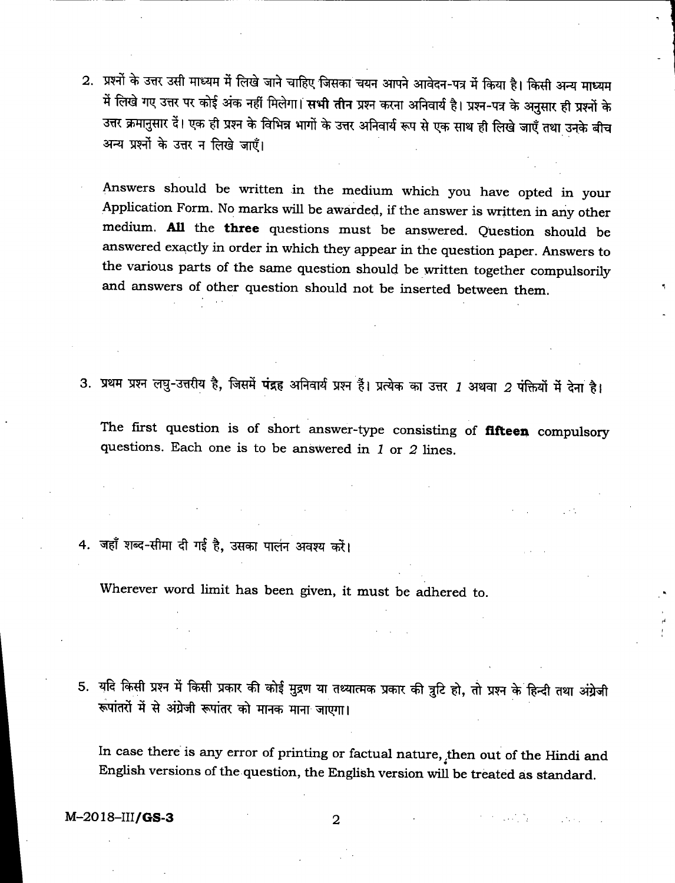2. प्रश्नों के उत्तर उसी माध्यम में लिखे जाने चाहिए जिसका चयन आपने आवेदन-पत्र में किया है। किसी अन्य माध्यम में लिखे गए उत्तर पर कोई अंक नहीं मिलेगा। **सभी तीन** प्रश्न करना अनिवार्य है। प्रश्न-पत्र के अनुसार ही प्रश्नों के उत्तर क्रमानुसार दें। एक ही प्रश्न के विभिन्न भागों के उत्तर अनिवार्य रूप से एक साथ ही लिखे जाएँ तथा उनके बीच अन्य प्रश्नों के उत्तर न लिखे जाएँ।

   Answers should be written in the medium which you have opted in your Application Form. No marks will be awarded, if the answer is written in any other medium. **All** the **three** questions must be answered. Question should be answered exactly in order in which they appear in the question paper. Answers to the various parts of the same question should be written together compulsorily and answers of other question should not be inserted between them.

3. प्रथम प्रश्न लघु-उत्तरीय है, जिसमें **पंद्रह** अनिवार्य प्रश्न हैं। प्रत्येक का उत्तर *1* अथवा *2* पंक्तियों में देना है।

   The first question is of short answer-type consisting of **fifteen** compulsory questions. Each one is to be answered in *1* or *2* lines.

4. जहाँ शब्द-सीमा दी गई है, उसका पालन अवश्य करें।

   Wherever word limit has been given, it must be adhered to.

5. यदि किसी प्रश्न में किसी प्रकार की कोई मुद्रण या तथ्यात्मक प्रकार की त्रुटि हो, तो प्रश्न के हिन्दी तथा अंग्रेजी रूपांतरों में से अंग्रेजी रूपांतर को मानक माना जाएगा।

   In case there is any error of printing or factual nature, then out of the Hindi and English versions of the question, the English version will be treated as standard.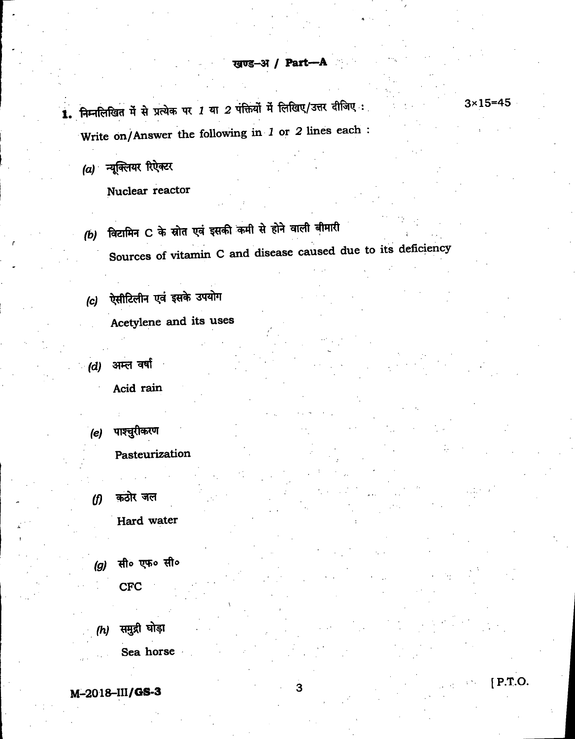## खण्ड–अ / Part—A

**1.** निम्नलिखित में से प्रत्येक पर *1* या *2* पंक्तियों में लिखिए/उत्तर दीजिए : 3×15=45

Write on/Answer the following in *1* or *2* lines each :

*(a)* न्यूक्लियर रिऐक्टर

Nuclear reactor

*(b)* विटामिन C के स्रोत एवं इसकी कमी से होने वाली बीमारी

Sources of vitamin C and disease caused due to its deficiency

*(c)* ऐसीटिलीन एवं इसके उपयोग

Acetylene and its uses

*(d)* अम्ल वर्षा

Acid rain

*(e)* पाश्चुरीकरण

Pasteurization

*(f)* कठोर जल

Hard water

*(g)* सी० एफ० सी०

CFC

*(h)* समुद्री घोड़ा

Sea horse

M–2018–III/**GS-3** [ P.T.O.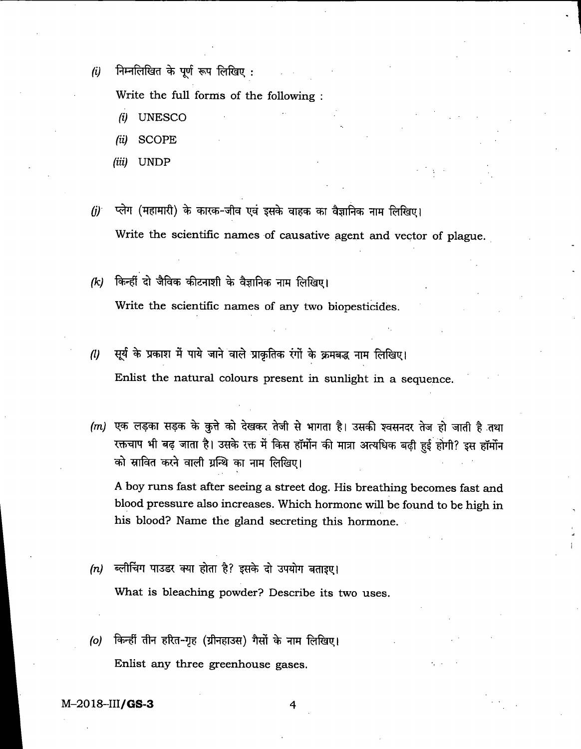*(i)* निम्नलिखित के पूर्ण रूप लिखिए :

Write the full forms of the following :

*(i)* UNESCO

*(ii)* SCOPE

*(iii)* UNDP

*(j)* प्लेग (महामारी) के कारक-जीव एवं इसके वाहक का वैज्ञानिक नाम लिखिए।

Write the scientific names of causative agent and vector of plague.

*(k)* किन्हीं दो जैविक कीटनाशी के वैज्ञानिक नाम लिखिए।

Write the scientific names of any two biopesticides.

*(l)* सूर्य के प्रकाश में पाये जाने वाले प्राकृतिक रंगों के क्रमबद्ध नाम लिखिए।

Enlist the natural colours present in sunlight in a sequence.

*(m)* एक लड़का सड़क के कुत्ते को देखकर तेजी से भागता है। उसकी श्वसनदर तेज हो जाती है तथा रक्तचाप भी बढ़ जाता है। उसके रक्त में किस हॉर्मोन की मात्रा अत्यधिक बढ़ी हुई होगी? इस हॉर्मोन को स्रावित करने वाली ग्रन्थि का नाम लिखिए।

A boy runs fast after seeing a street dog. His breathing becomes fast and blood pressure also increases. Which hormone will be found to be high in his blood? Name the gland secreting this hormone.

*(n)* ब्लीचिंग पाउडर क्या होता है? इसके दो उपयोग बताइए।

What is bleaching powder? Describe its two uses.

*(o)* किन्हीं तीन हरित-गृह (ग्रीनहाउस) गैसों के नाम लिखिए।

Enlist any three greenhouse gases.

M–2018–III/**GS-3**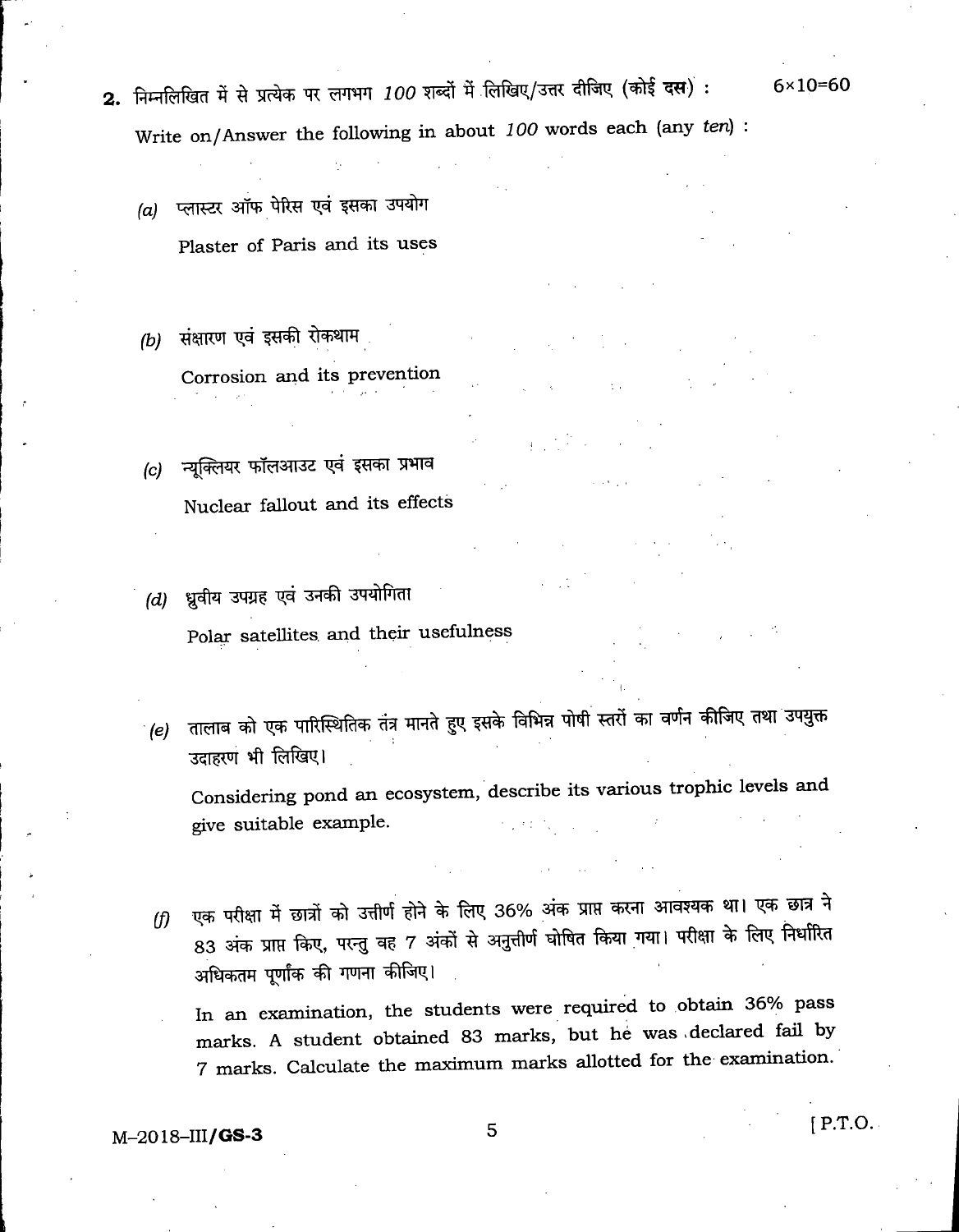**2.** निम्नलिखित में से प्रत्येक पर लगभग *100* शब्दों में लिखिए/उत्तर दीजिए (कोई **दस**) : $6 \times 10 = 60$

Write on/Answer the following in about *100* words each (any *ten*) :

*(a)* प्लास्टर ऑफ पेरिस एवं इसका उपयोग

Plaster of Paris and its uses

*(b)* संक्षारण एवं इसकी रोकथाम

Corrosion and its prevention

*(c)* न्यूक्लियर फॉलआउट एवं इसका प्रभाव

Nuclear fallout and its effects

*(d)* ध्रुवीय उपग्रह एवं उनकी उपयोगिता

Polar satellites and their usefulness

*(e)* तालाब को एक पारिस्थितिक तंत्र मानते हुए इसके विभिन्न पोषी स्तरों का वर्णन कीजिए तथा उपयुक्त उदाहरण भी लिखिए।

Considering pond an ecosystem, describe its various trophic levels and give suitable example.

*(f)* एक परीक्षा में छात्रों को उत्तीर्ण होने के लिए 36% अंक प्राप्त करना आवश्यक था। एक छात्र ने 83 अंक प्राप्त किए, परन्तु वह 7 अंकों से अनुत्तीर्ण घोषित किया गया। परीक्षा के लिए निर्धारित अधिकतम पूर्णांक की गणना कीजिए।

In an examination, the students were required to obtain 36% pass marks. A student obtained 83 marks, but he was declared fail by 7 marks. Calculate the maximum marks allotted for the examination.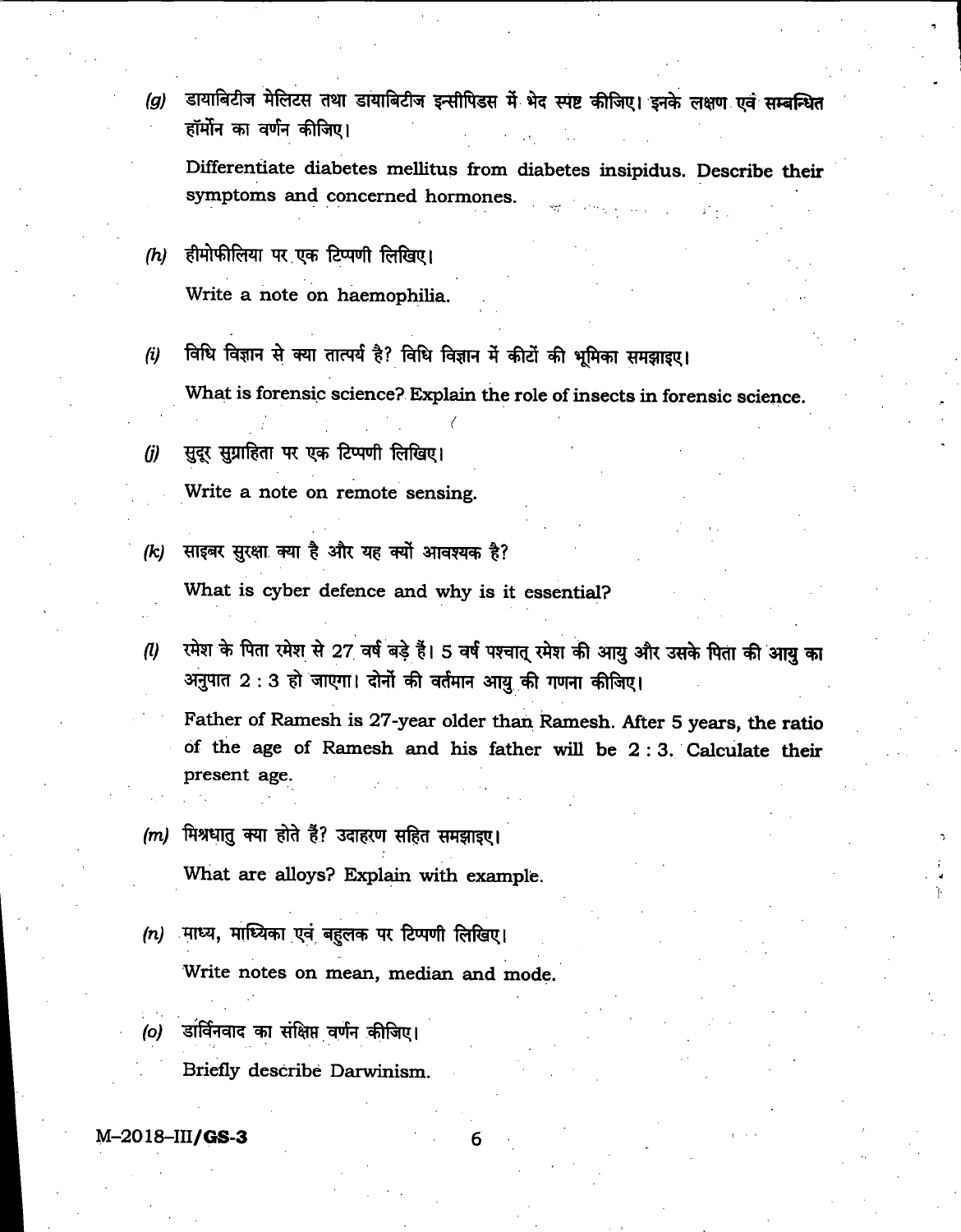*(g)* डायाबिटीज मेलिटस तथा डायाबिटीज इन्सीपिडस में भेद स्पष्ट कीजिए। इनके लक्षण एवं सम्बन्धित हॉर्मोन का वर्णन कीजिए।

Differentiate diabetes mellitus from diabetes insipidus. Describe their symptoms and concerned hormones.

*(h)* हीमोफीलिया पर एक टिप्पणी लिखिए।

Write a note on haemophilia.

*(i)* विधि विज्ञान से क्या तात्पर्य है? विधि विज्ञान में कीटों की भूमिका समझाइए।

What is forensic science? Explain the role of insects in forensic science.

*(j)* सुदूर सुग्राहिता पर एक टिप्पणी लिखिए।

Write a note on remote sensing.

*(k)* साइबर सुरक्षा क्या है और यह क्यों आवश्यक है?

What is cyber defence and why is it essential?

*(l)* रमेश के पिता रमेश से 27 वर्ष बड़े हैं। 5 वर्ष पश्चात् रमेश की आयु और उसके पिता की आयु का अनुपात 2 : 3 हो जाएगा। दोनों की वर्तमान आयु की गणना कीजिए।

Father of Ramesh is 27-year older than Ramesh. After 5 years, the ratio of the age of Ramesh and his father will be 2 : 3. Calculate their present age.

*(m)* मिश्रधातु क्या होते हैं? उदाहरण सहित समझाइए।

What are alloys? Explain with example.

*(n)* माध्य, माध्यिका एवं बहुलक पर टिप्पणी लिखिए।

Write notes on mean, median and mode.

*(o)* डार्विनवाद का संक्षिप्त वर्णन कीजिए।

Briefly describe Darwinism.

M–2018–III/**GS-3**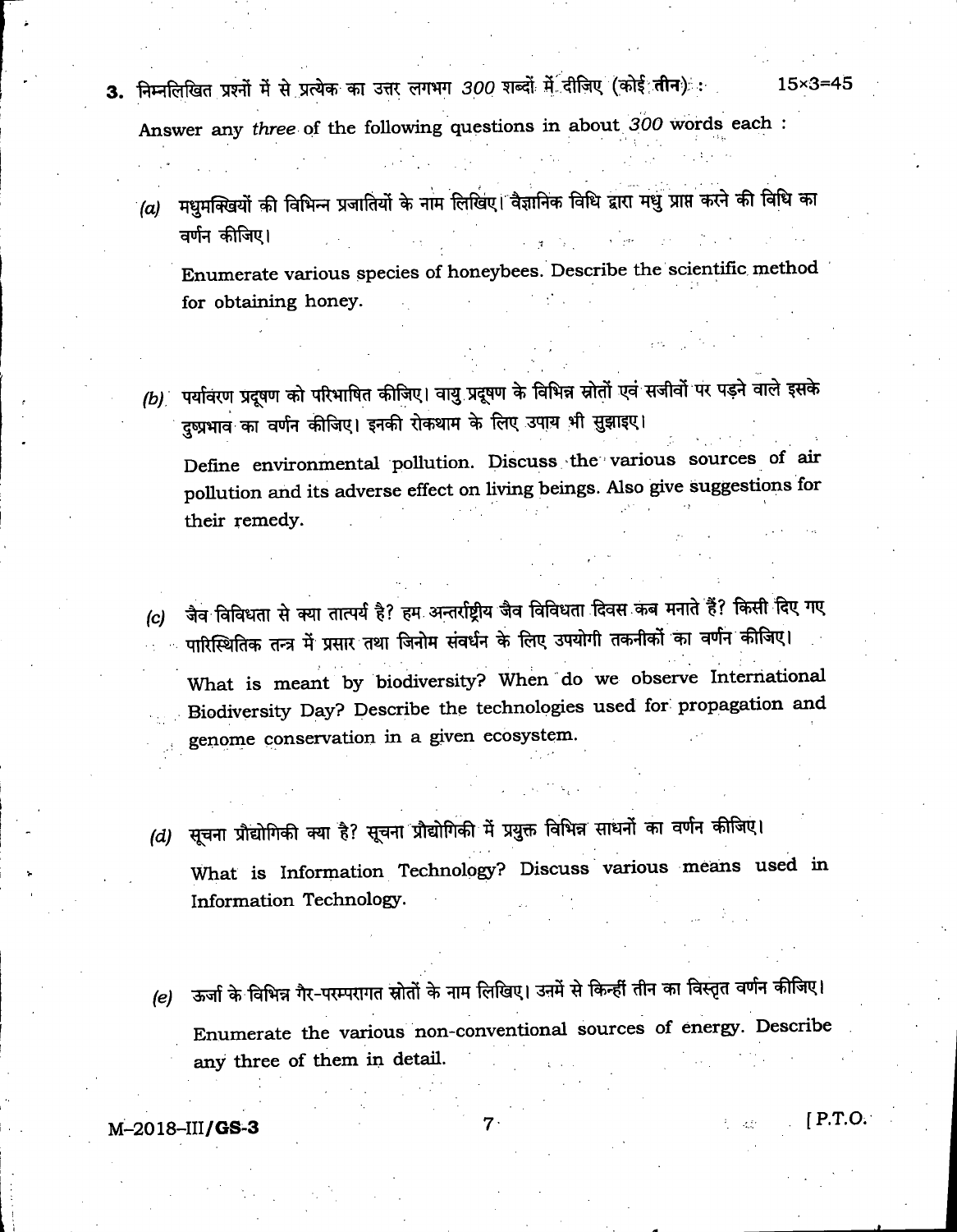**3.** निम्नलिखित प्रश्नों में से प्रत्येक का उत्तर लगभग *300* शब्दों में दीजिए (कोई **तीन**) : 15×3=45

Answer any *three* of the following questions in about *300* words each :

*(a)* मधुमक्खियों की विभिन्न प्रजातियों के नाम लिखिए। वैज्ञानिक विधि द्वारा मधु प्राप्त करने की विधि का वर्णन कीजिए।

Enumerate various species of honeybees. Describe the scientific method for obtaining honey.

*(b)* पर्यावरण प्रदूषण को परिभाषित कीजिए। वायु प्रदूषण के विभिन्न स्रोतों एवं सजीवों पर पड़ने वाले इसके दुष्प्रभाव का वर्णन कीजिए। इनकी रोकथाम के लिए उपाय भी सुझाइए।

Define environmental pollution. Discuss the various sources of air pollution and its adverse effect on living beings. Also give suggestions for their remedy.

*(c)* जैव विविधता से क्या तात्पर्य है? हम अन्तर्राष्ट्रीय जैव विविधता दिवस कब मनाते हैं? किसी दिए गए पारिस्थितिक तन्त्र में प्रसार तथा जिनोम संवर्धन के लिए उपयोगी तकनीकों का वर्णन कीजिए।

What is meant by biodiversity? When do we observe International Biodiversity Day? Describe the technologies used for propagation and genome conservation in a given ecosystem.

*(d)* सूचना प्रौद्योगिकी क्या है? सूचना प्रौद्योगिकी में प्रयुक्त विभिन्न साधनों का वर्णन कीजिए।

What is Information Technology? Discuss various means used in Information Technology.

*(e)* ऊर्जा के विभिन्न गैर-परम्परागत स्रोतों के नाम लिखिए। उनमें से किन्हीं तीन का विस्तृत वर्णन कीजिए।

Enumerate the various non-conventional sources of energy. Describe any three of them in detail.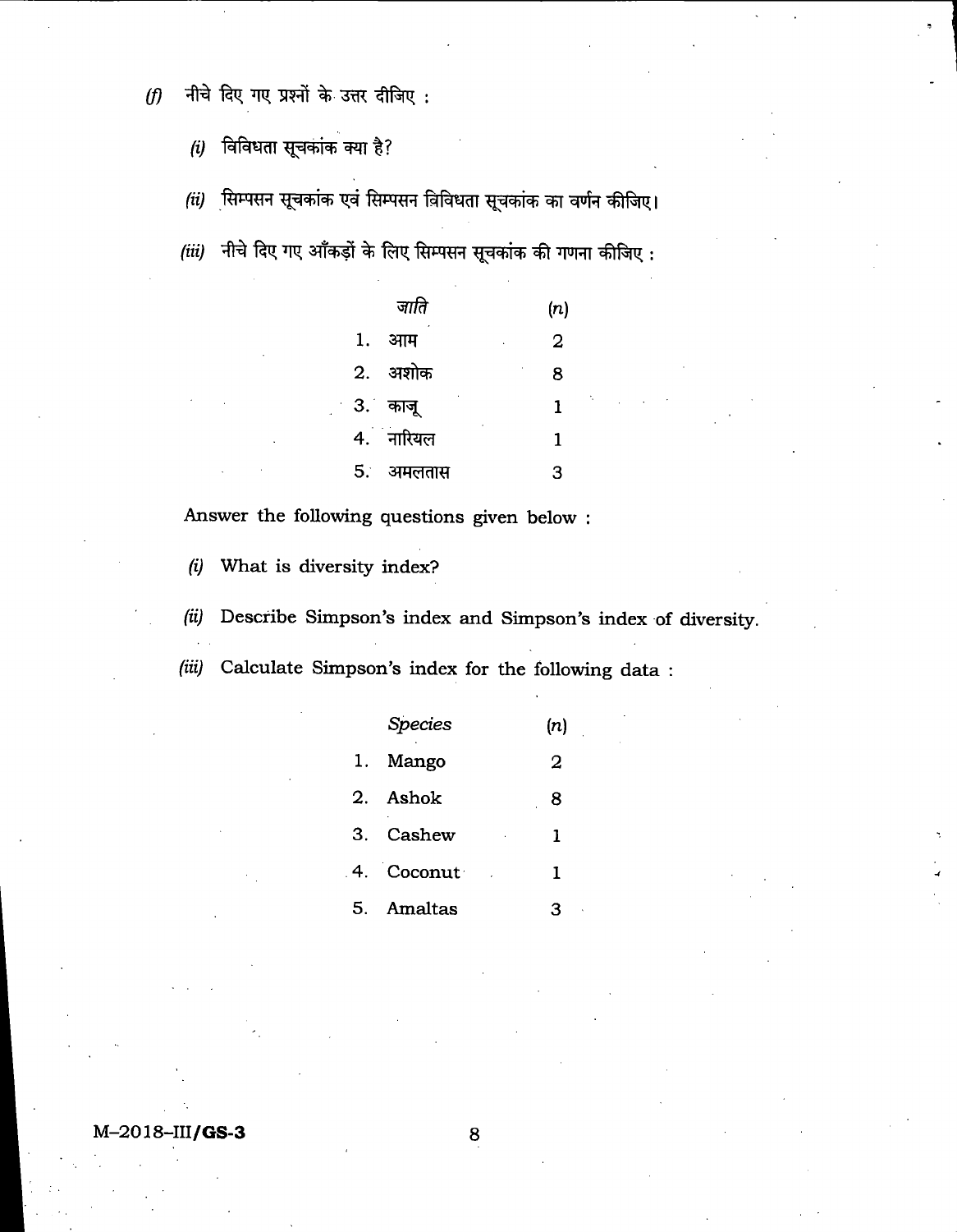(f) नीचे दिए गए प्रश्नों के उत्तर दीजिए :

(i) विविधता सूचकांक क्या है?

(ii) सिम्पसन सूचकांक एवं सिम्पसन विविधता सूचकांक का वर्णन कीजिए।

(iii) नीचे दिए गए आँकड़ों के लिए सिम्पसन सूचकांक की गणना कीजिए :

| | *जाति* | $(n)$ |
|---|---|---|
| 1. | आम | 2 |
| 2. | अशोक | 8 |
| 3. | काजू | 1 |
| 4. | नारियल | 1 |
| 5. | अमलतास | 3 |

Answer the following questions given below :

(i) What is diversity index?

(ii) Describe Simpson's index and Simpson's index of diversity.

(iii) Calculate Simpson's index for the following data :

| | *Species* | $(n)$ |
|---|---|---|
| 1. | Mango | 2 |
| 2. | Ashok | 8 |
| 3. | Cashew | 1 |
| 4. | Coconut | 1 |
| 5. | Amaltas | 3 |

M–2018–III/**GS-3**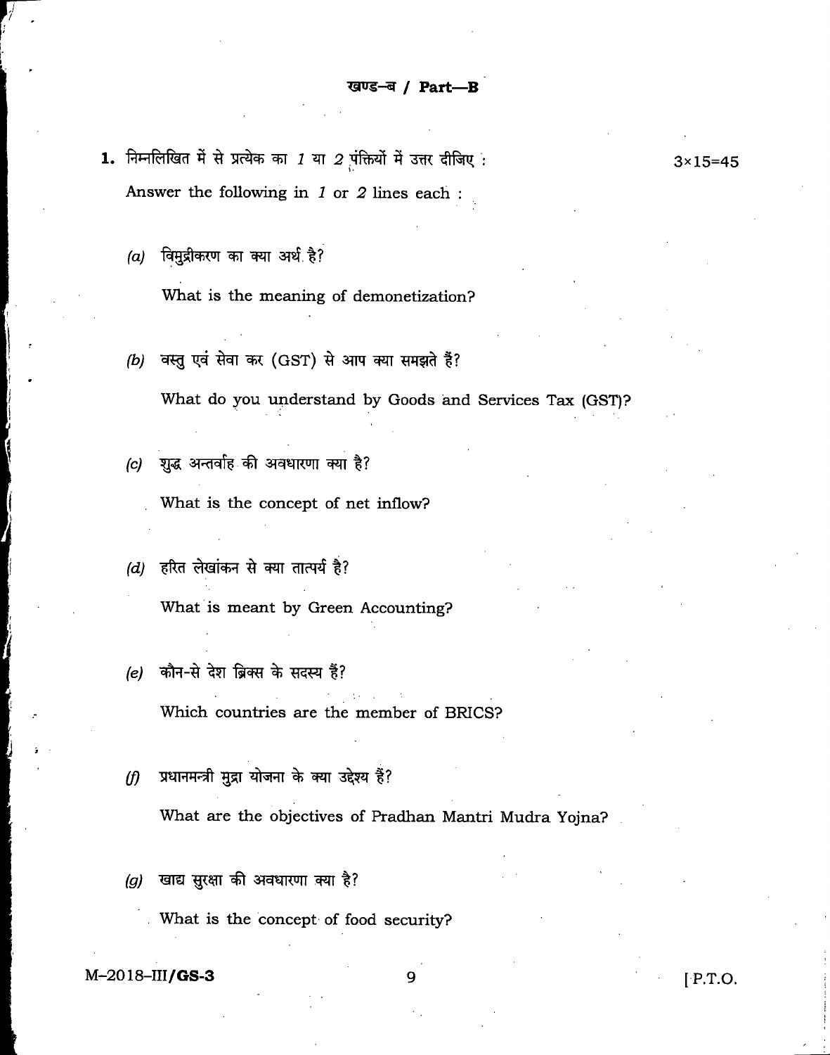## खण्ड–ब / Part—B

**1.** निम्नलिखित में से प्रत्येक का *1* या *2* पंक्तियों में उत्तर दीजिए : 3×15=45

Answer the following in *1* or *2* lines each :

*(a)* विमुद्रीकरण का क्या अर्थ है?

What is the meaning of demonetization?

*(b)* वस्तु एवं सेवा कर (GST) से आप क्या समझते हैं?

What do you understand by Goods and Services Tax (GST)?

*(c)* शुद्ध अन्तर्वाह की अवधारणा क्या है?

What is the concept of net inflow?

*(d)* हरित लेखांकन से क्या तात्पर्य है?

What is meant by Green Accounting?

*(e)* कौन-से देश ब्रिक्स के सदस्य हैं?

Which countries are the member of BRICS?

*(f)* प्रधानमन्त्री मुद्रा योजना के क्या उद्देश्य हैं?

What are the objectives of Pradhan Mantri Mudra Yojna?

*(g)* खाद्य सुरक्षा की अवधारणा क्या है?

What is the concept of food security?

M–2018–III/**GS-3** [ P.T.O.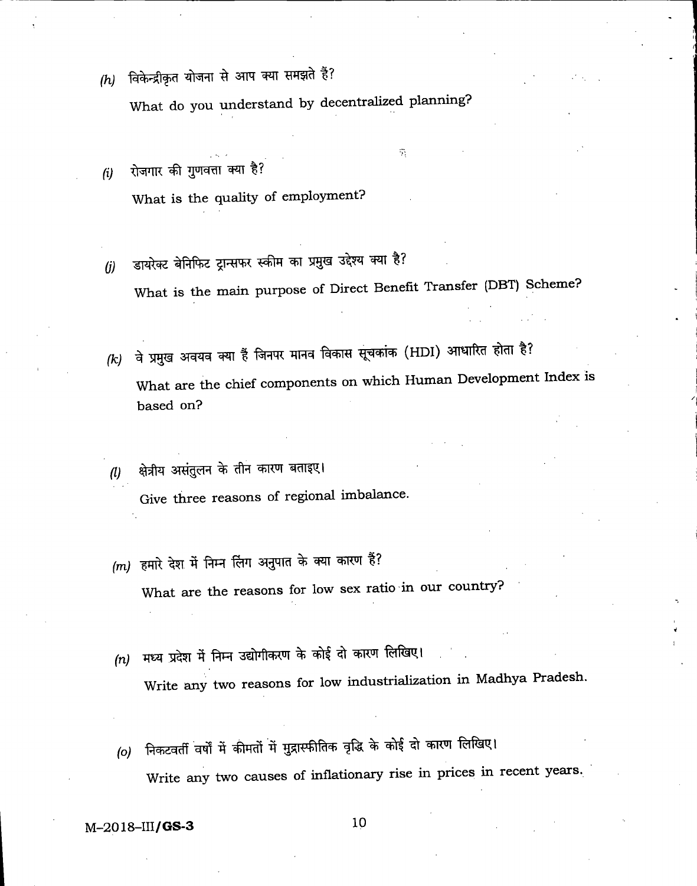*(h)* विकेन्द्रीकृत योजना से आप क्या समझते हैं?

What do you understand by decentralized planning?

*(i)* रोजगार की गुणवत्ता क्या है?

What is the quality of employment?

*(j)* डायरेक्ट बेनिफिट ट्रान्सफर स्कीम का प्रमुख उद्देश्य क्या है?

What is the main purpose of Direct Benefit Transfer (DBT) Scheme?

*(k)* वे प्रमुख अवयव क्या हैं जिनपर मानव विकास सूचकांक (HDI) आधारित होता है?

What are the chief components on which Human Development Index is based on?

*(l)* क्षेत्रीय असंतुलन के तीन कारण बताइए।

Give three reasons of regional imbalance.

*(m)* हमारे देश में निम्न लिंग अनुपात के क्या कारण हैं?

What are the reasons for low sex ratio in our country?

*(n)* मध्य प्रदेश में निम्न उद्योगीकरण के कोई दो कारण लिखिए।

Write any two reasons for low industrialization in Madhya Pradesh.

*(o)* निकटवर्ती वर्षों में कीमतों में मुद्रास्फीतिक वृद्धि के कोई दो कारण लिखिए।

Write any two causes of inflationary rise in prices in recent years.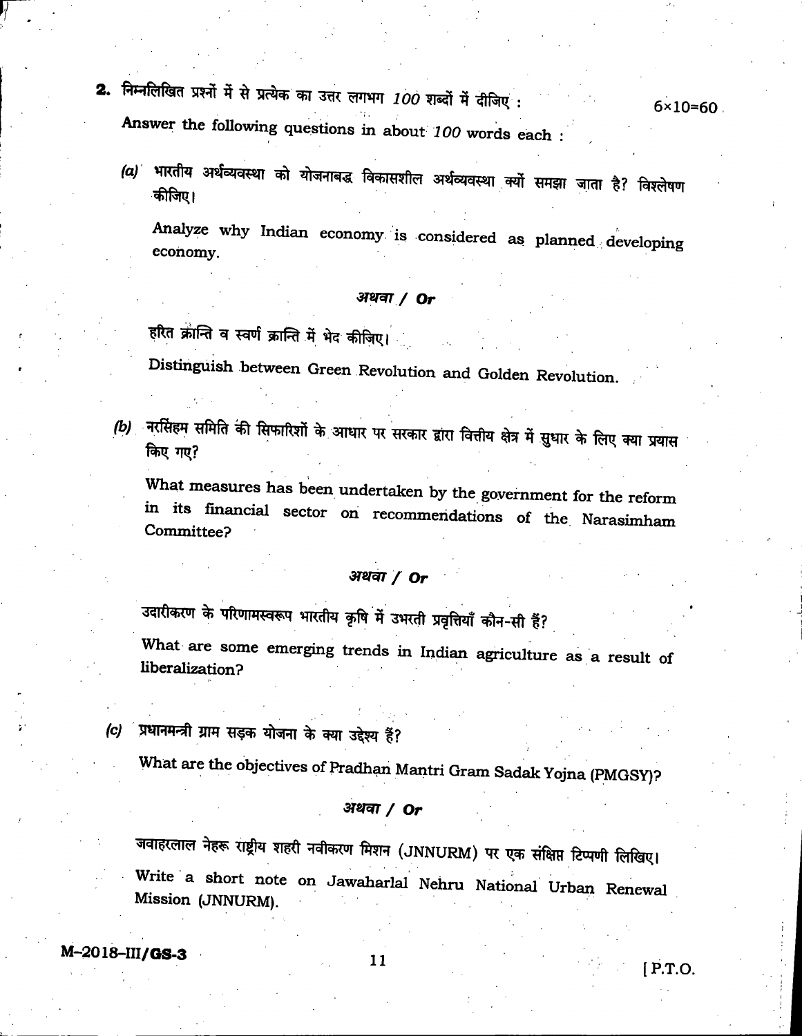**2.** निम्नलिखित प्रश्नों में से प्रत्येक का उत्तर लगभग *100* शब्दों में दीजिए : 6×10=60

Answer the following questions in about *100* words each :

*(a)* भारतीय अर्थव्यवस्था को योजनाबद्ध विकासशील अर्थव्यवस्था क्यों समझा जाता है? विश्लेषण कीजिए।

Analyze why Indian economy is considered as planned developing economy.

***अथवा / Or***

हरित क्रान्ति व स्वर्ण क्रान्ति में भेद कीजिए।

Distinguish between Green Revolution and Golden Revolution.

*(b)* नरसिंहम समिति की सिफारिशों के आधार पर सरकार द्वारा वित्तीय क्षेत्र में सुधार के लिए क्या प्रयास किए गए?

What measures has been undertaken by the government for the reform in its financial sector on recommendations of the Narasimham Committee?

***अथवा / Or***

उदारीकरण के परिणामस्वरूप भारतीय कृषि में उभरती प्रवृत्तियाँ कौन-सी हैं?

What are some emerging trends in Indian agriculture as a result of liberalization?

*(c)* प्रधानमन्त्री ग्राम सड़क योजना के क्या उद्देश्य हैं?

What are the objectives of Pradhan Mantri Gram Sadak Yojna (PMGSY)?

***अथवा / Or***

जवाहरलाल नेहरू राष्ट्रीय शहरी नवीकरण मिशन (JNNURM) पर एक संक्षिप्त टिप्पणी लिखिए।

Write a short note on Jawaharlal Nehru National Urban Renewal Mission (JNNURM).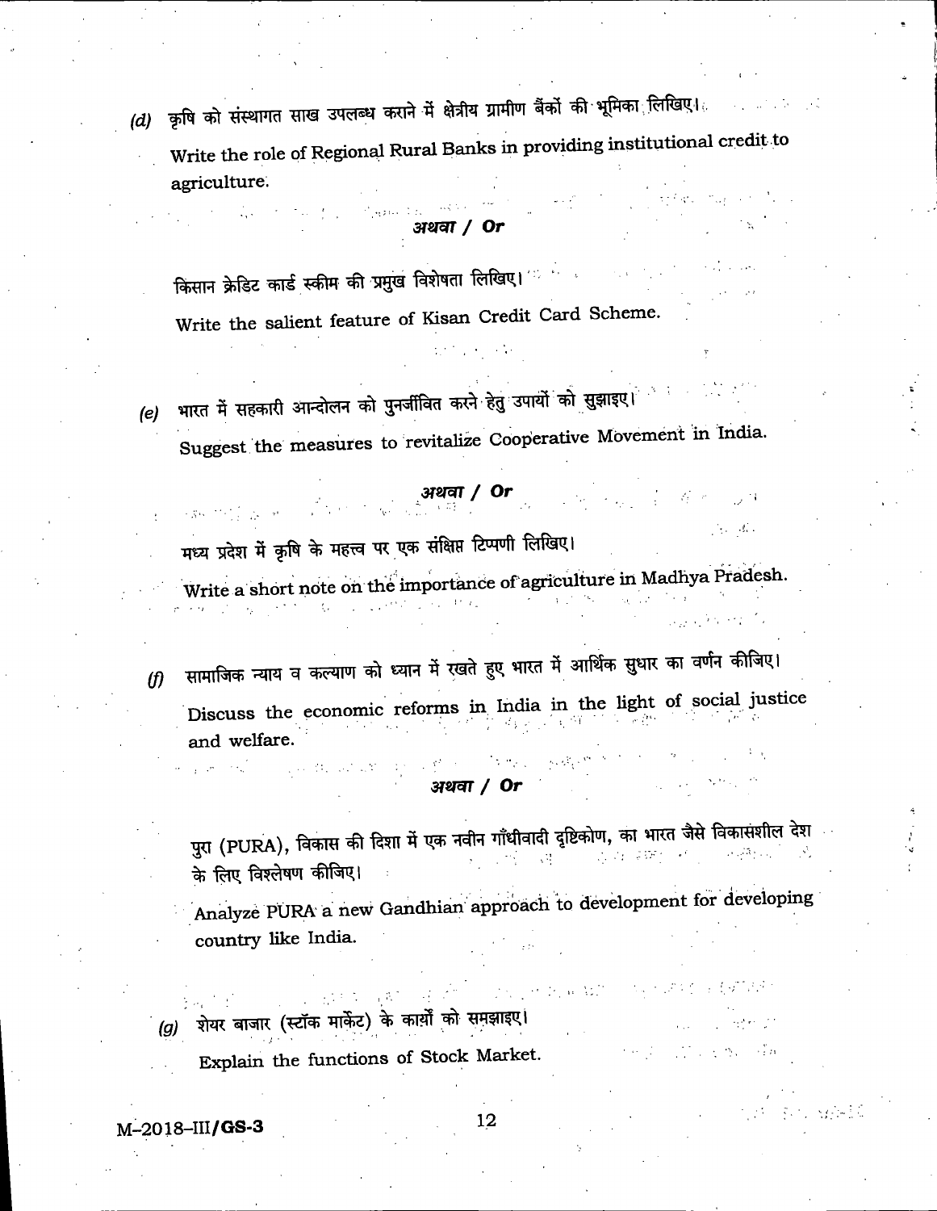(d) कृषि को संस्थागत साख उपलब्ध कराने में क्षेत्रीय ग्रामीण बैंकों की भूमिका लिखिए।

Write the role of Regional Rural Banks in providing institutional credit to agriculture.

**अथवा / Or**

किसान क्रेडिट कार्ड स्कीम की प्रमुख विशेषता लिखिए।

Write the salient feature of Kisan Credit Card Scheme.

(e) भारत में सहकारी आन्दोलन को पुनर्जीवित करने हेतु उपायों को सुझाइए।

Suggest the measures to revitalize Cooperative Movement in India.

**अथवा / Or**

मध्य प्रदेश में कृषि के महत्त्व पर एक संक्षिप्त टिप्पणी लिखिए।

Write a short note on the importance of agriculture in Madhya Pradesh.

(f) सामाजिक न्याय व कल्याण को ध्यान में रखते हुए भारत में आर्थिक सुधार का वर्णन कीजिए।

Discuss the economic reforms in India in the light of social justice and welfare.

**अथवा / Or**

पुरा (PURA), विकास की दिशा में एक नवीन गाँधीवादी दृष्टिकोण, का भारत जैसे विकासशील देश के लिए विश्लेषण कीजिए।

Analyze PURA a new Gandhian approach to development for developing country like India.

(g) शेयर बाजार (स्टॉक मार्केट) के कार्यों को समझाइए।

Explain the functions of Stock Market.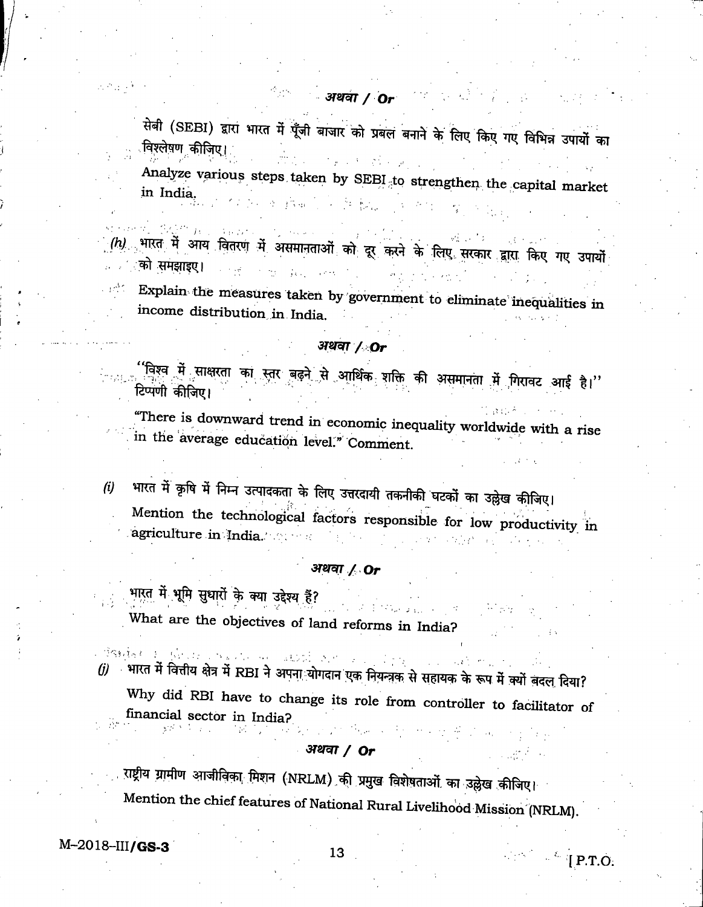*अथवा / Or*

सेबी (SEBI) द्वारा भारत में पूँजी बाजार को प्रबल बनाने के लिए किए गए विभिन्न उपायों का विश्लेषण कीजिए।

Analyze various steps taken by SEBI to strengthen the capital market in India.

*(h)* भारत में आय वितरण में असमानताओं को दूर करने के लिए सरकार द्वारा किए गए उपायों को समझाइए।

Explain the measures taken by government to eliminate inequalities in income distribution in India.

*अथवा / Or*

"विश्व में साक्षरता का स्तर बढ़ने से आर्थिक शक्ति की असमानता में गिरावट आई है।" टिप्पणी कीजिए।

"There is downward trend in economic inequality worldwide with a rise in the average education level." Comment.

*(i)* भारत में कृषि में निम्न उत्पादकता के लिए उत्तरदायी तकनीकी घटकों का उल्लेख कीजिए।

Mention the technological factors responsible for low productivity in agriculture in India.

*अथवा / Or*

भारत में भूमि सुधारों के क्या उद्देश्य हैं?

What are the objectives of land reforms in India?

*(j)* भारत में वित्तीय क्षेत्र में RBI ने अपना योगदान एक नियन्त्रक से सहायक के रूप में क्यों बदल दिया?

Why did RBI have to change its role from controller to facilitator of financial sector in India?

*अथवा / Or*

राष्ट्रीय ग्रामीण आजीविका मिशन (NRLM) की प्रमुख विशेषताओं का उल्लेख कीजिए।

Mention the chief features of National Rural Livelihood Mission (NRLM).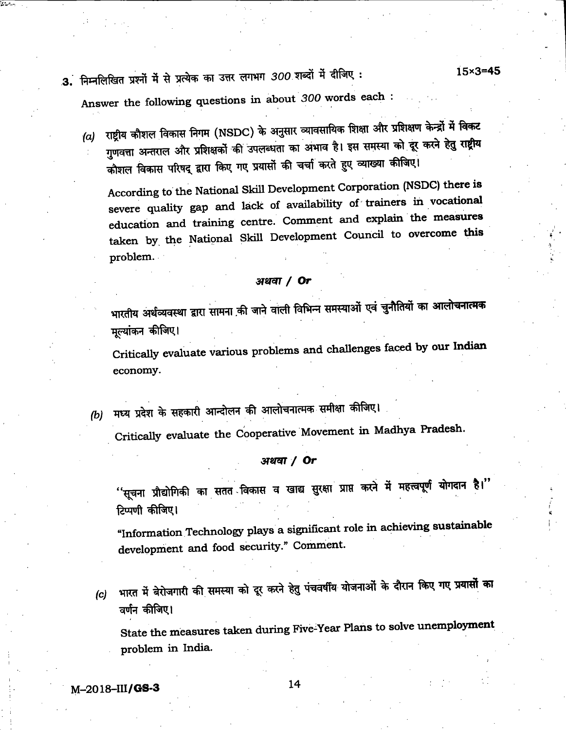**3.** निम्नलिखित प्रश्नों में से प्रत्येक का उत्तर लगभग *300* शब्दों में दीजिए : **15×3=45**

Answer the following questions in about *300* words each :

*(a)* राष्ट्रीय कौशल विकास निगम (NSDC) के अनुसार व्यावसायिक शिक्षा और प्रशिक्षण केन्द्रों में विकट गुणवत्ता अन्तराल और प्रशिक्षकों की उपलब्धता का अभाव है। इस समस्या को दूर करने हेतु राष्ट्रीय कौशल विकास परिषद् द्वारा किए गए प्रयासों की चर्चा करते हुए व्याख्या कीजिए।

According to the National Skill Development Corporation (NSDC) there is severe quality gap and lack of availability of trainers in vocational education and training centre. Comment and explain the measures taken by the National Skill Development Council to overcome this problem.

***अथवा / Or***

भारतीय अर्थव्यवस्था द्वारा सामना की जाने वाली विभिन्न समस्याओं एवं चुनौतियों का आलोचनात्मक मूल्यांकन कीजिए।

Critically evaluate various problems and challenges faced by our Indian economy.

*(b)* मध्य प्रदेश के सहकारी आन्दोलन की आलोचनात्मक समीक्षा कीजिए।

Critically evaluate the Cooperative Movement in Madhya Pradesh.

***अथवा / Or***

"सूचना प्रौद्योगिकी का सतत विकास व खाद्य सुरक्षा प्राप्त करने में महत्त्वपूर्ण योगदान है।" टिप्पणी कीजिए।

"Information Technology plays a significant role in achieving sustainable development and food security." Comment.

*(c)* भारत में बेरोजगारी की समस्या को दूर करने हेतु पंचवर्षीय योजनाओं के दौरान किए गए प्रयासों का वर्णन कीजिए।

State the measures taken during Five-Year Plans to solve unemployment problem in India.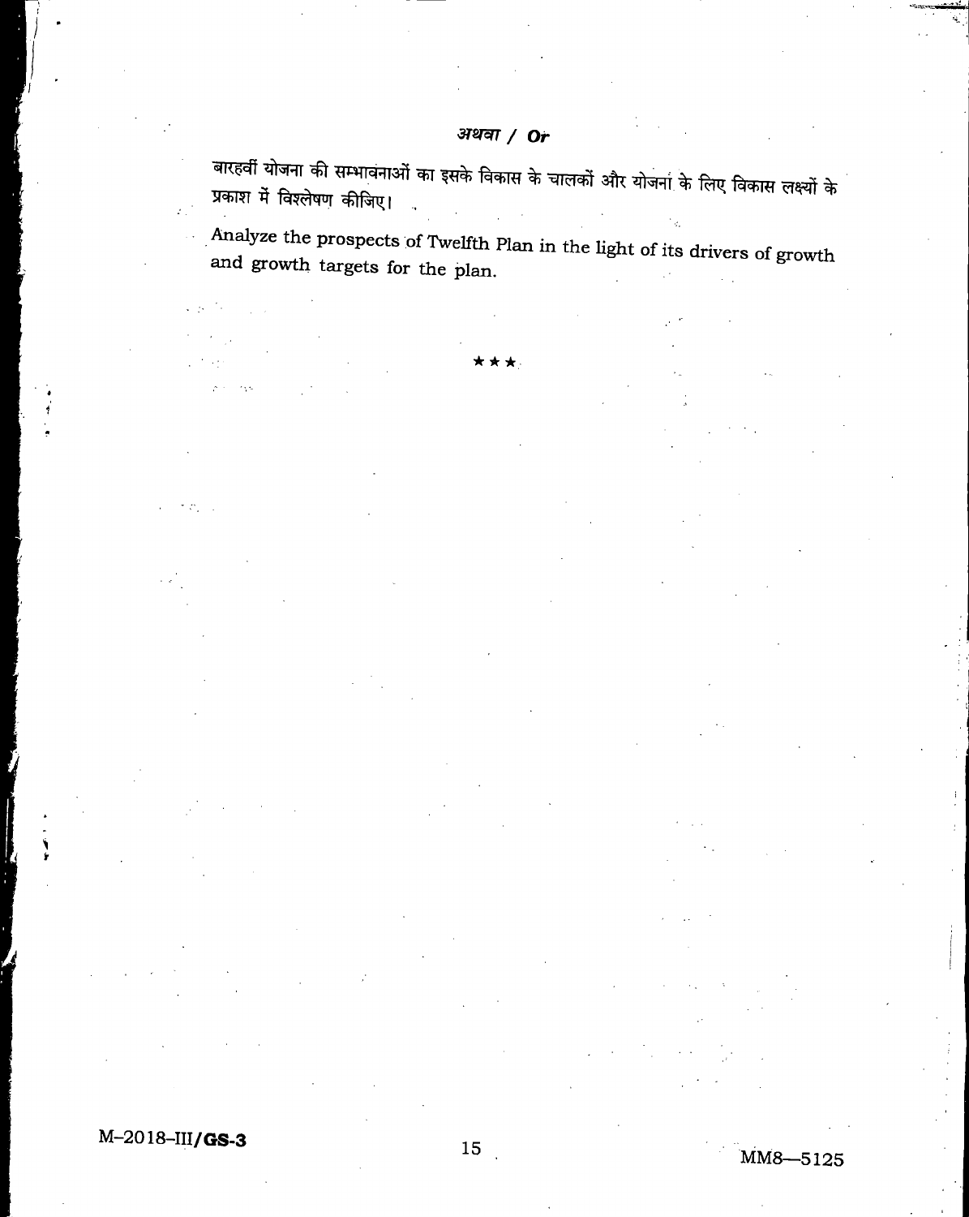*अथवा / Or*

बारहवीं योजना की सम्भावनाओं का इसके विकास के चालकों और योजना के लिए विकास लक्ष्यों के प्रकाश में विश्लेषण कीजिए।

Analyze the prospects of Twelfth Plan in the light of its drivers of growth and growth targets for the plan.

★★★